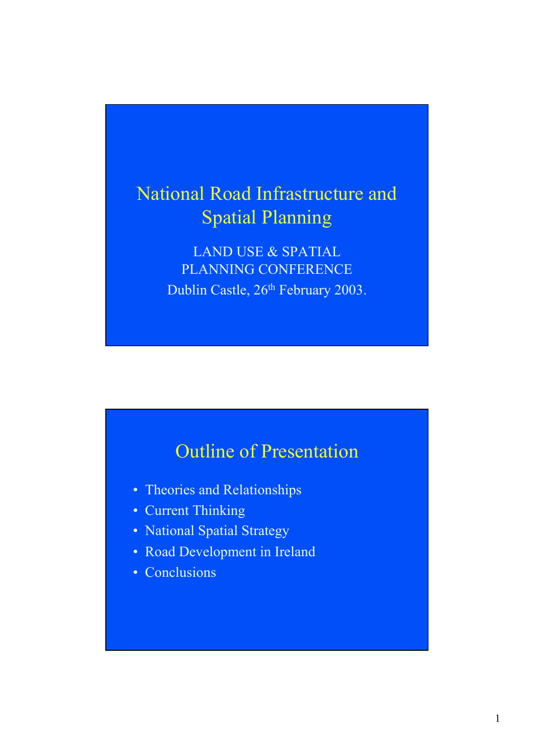# National Road Infrastructure and Spatial Planning

LAND USE & SPATIAL PLANNING CONFERENCE

Dublin Castle, 26th February 2003.

## Outline of Presentation

- Theories and Relationships
- Current Thinking
- National Spatial Strategy
- Road Development in Ireland
- Conclusions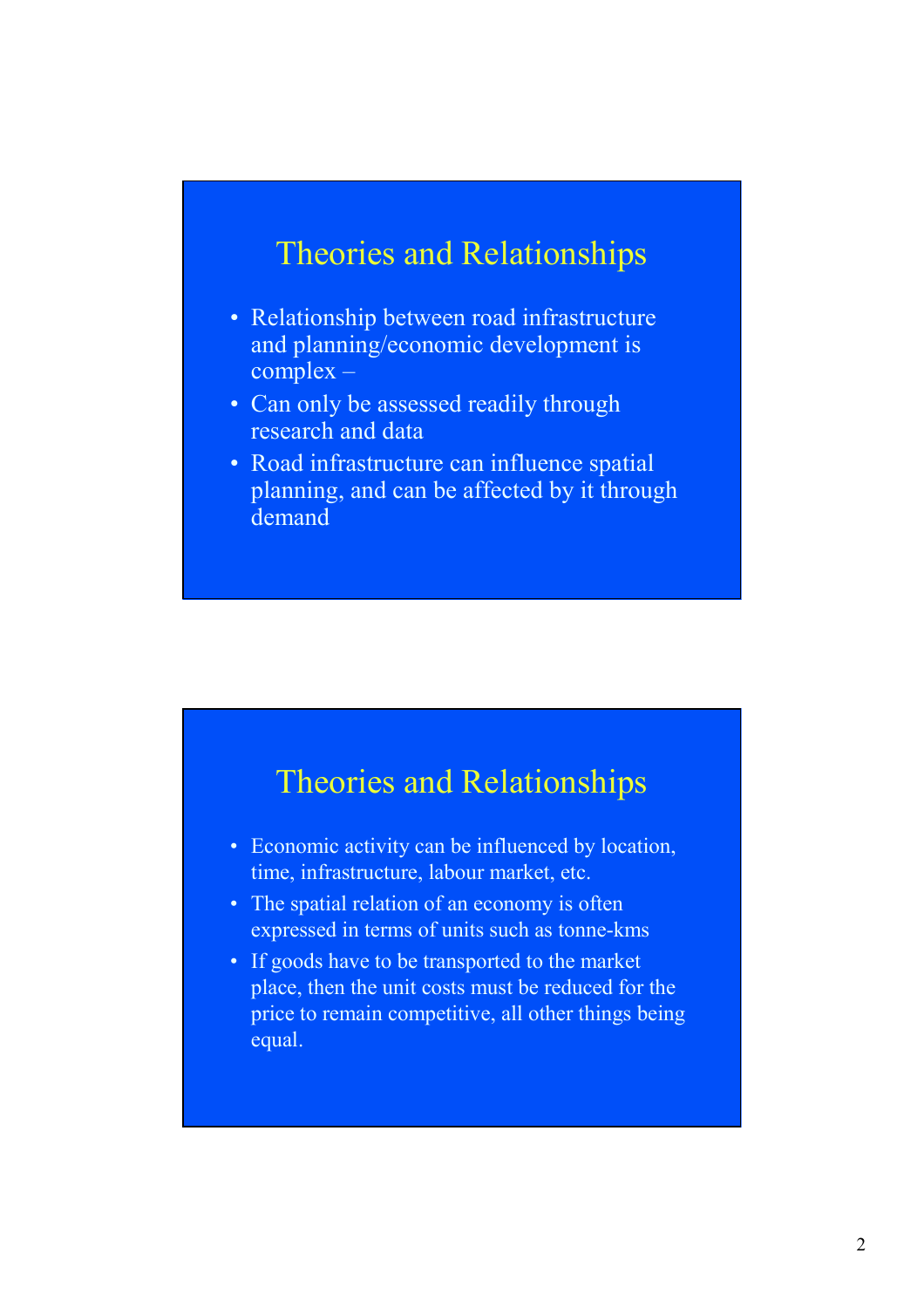## Theories and Relationships

- Relationship between road infrastructure and planning/economic development is complex –
- Can only be assessed readily through research and data
- Road infrastructure can influence spatial planning, and can be affected by it through demand

## Theories and Relationships

- Economic activity can be influenced by location, time, infrastructure, labour market, etc.
- The spatial relation of an economy is often expressed in terms of units such as tonne-kms
- If goods have to be transported to the market place, then the unit costs must be reduced for the price to remain competitive, all other things being equal.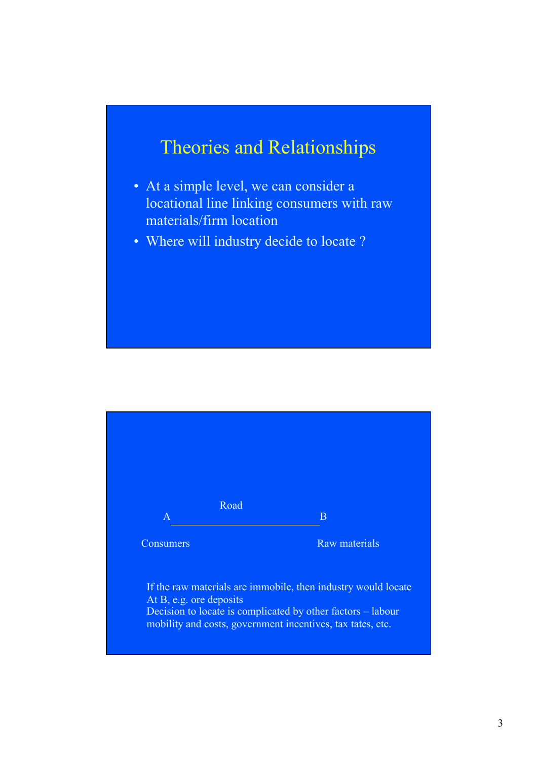## Theories and Relationships

- At a simple level, we can consider a locational line linking consumers with raw materials/firm location
- Where will industry decide to locate ?

```
              Road
A ______________________________ B

Consumers                          Raw materials
```

If the raw materials are immobile, then industry would locate At B, e.g. ore deposits
Decision to locate is complicated by other factors – labour mobility and costs, government incentives, tax tates, etc.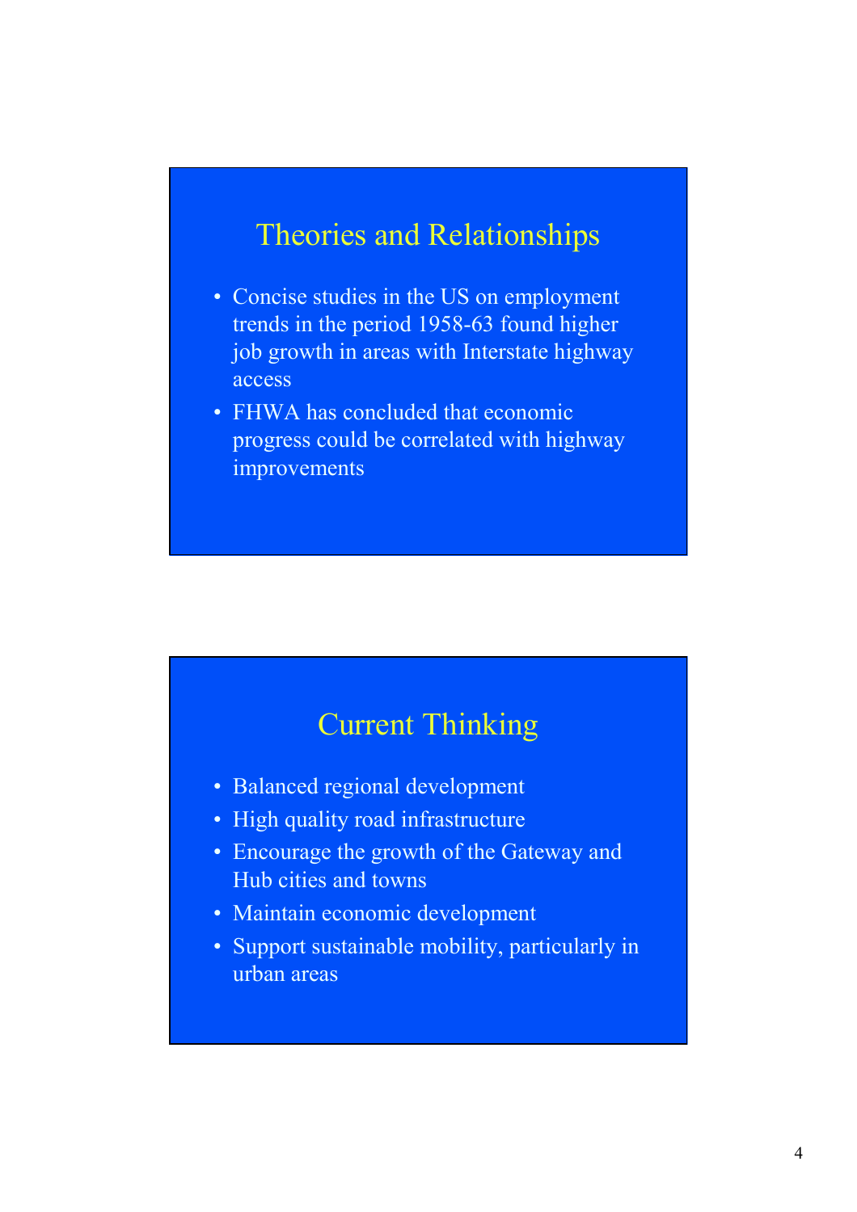## Theories and Relationships

- Concise studies in the US on employment trends in the period 1958-63 found higher job growth in areas with Interstate highway access
- FHWA has concluded that economic progress could be correlated with highway improvements

## Current Thinking

- Balanced regional development
- High quality road infrastructure
- Encourage the growth of the Gateway and Hub cities and towns
- Maintain economic development
- Support sustainable mobility, particularly in urban areas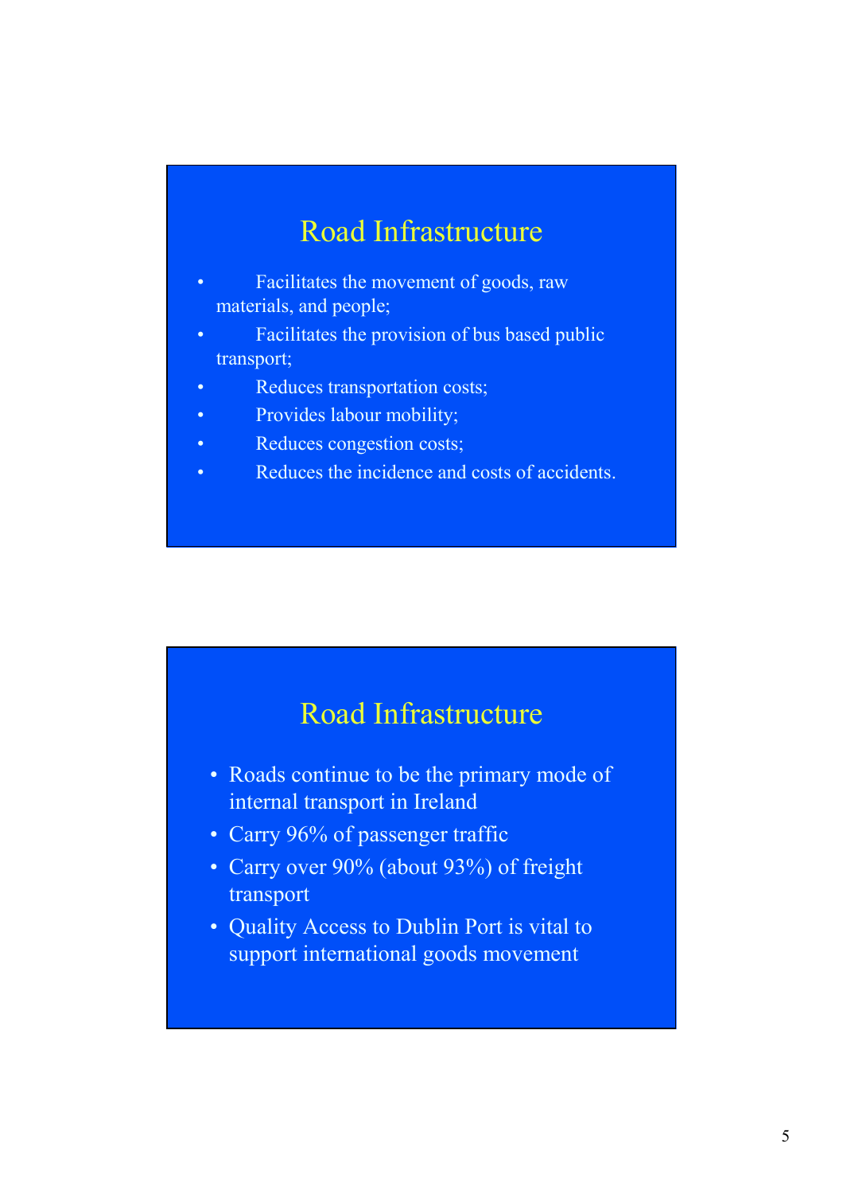## Road Infrastructure

- Facilitates the movement of goods, raw materials, and people;
- Facilitates the provision of bus based public transport;
- Reduces transportation costs;
- Provides labour mobility;
- Reduces congestion costs;
- Reduces the incidence and costs of accidents.

## Road Infrastructure

- Roads continue to be the primary mode of internal transport in Ireland
- Carry 96% of passenger traffic
- Carry over 90% (about 93%) of freight transport
- Quality Access to Dublin Port is vital to support international goods movement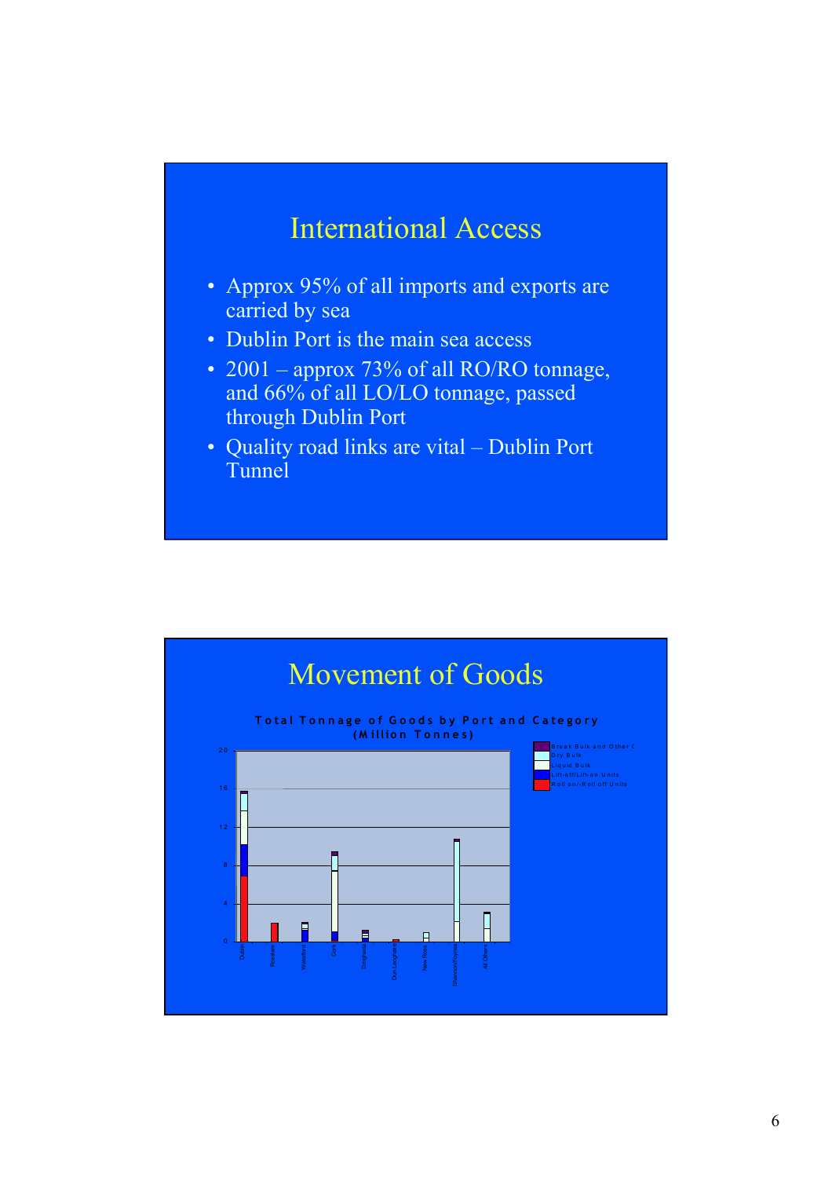# International Access

- Approx 95% of all imports and exports are carried by sea
- Dublin Port is the main sea access
- 2001 – approx 73% of all RO/RO tonnage, and 66% of all LO/LO tonnage, passed through Dublin Port
- Quality road links are vital – Dublin Port Tunnel

# Movement of Goods

**Total Tonnage of Goods by Port and Category (Million Tonnes)**

Legend: Break Bulk and Other C; Dry Bulk; Liquid Bulk; Lift-off/Lift-on Units; Roll on/-Roll off Units

Y-axis: 0, 4, 8, 12, 16, 20

Ports: Dublin, Rosslare, Waterford, Cork, Drogheda, Dun Laoghaire, New Ross, Shannon/Foynes, All Others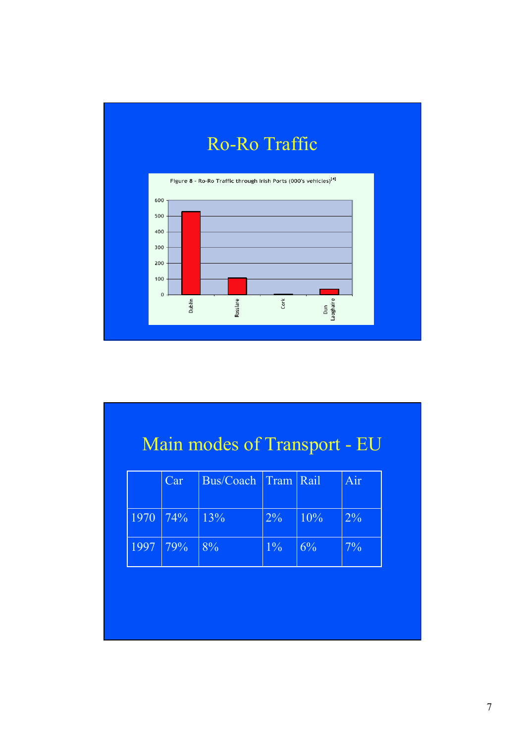# Ro-Ro Traffic

Figure 8 - Ro-Ro Traffic through Irish Ports (000's vehicles)[4]

# Main modes of Transport - EU

| | Car | Bus/Coach | Tram | Rail | Air |
|---|---|---|---|---|---|
| 1970 | 74% | 13% | 2% | 10% | 2% |
| 1997 | 79% | 8% | 1% | 6% | 7% |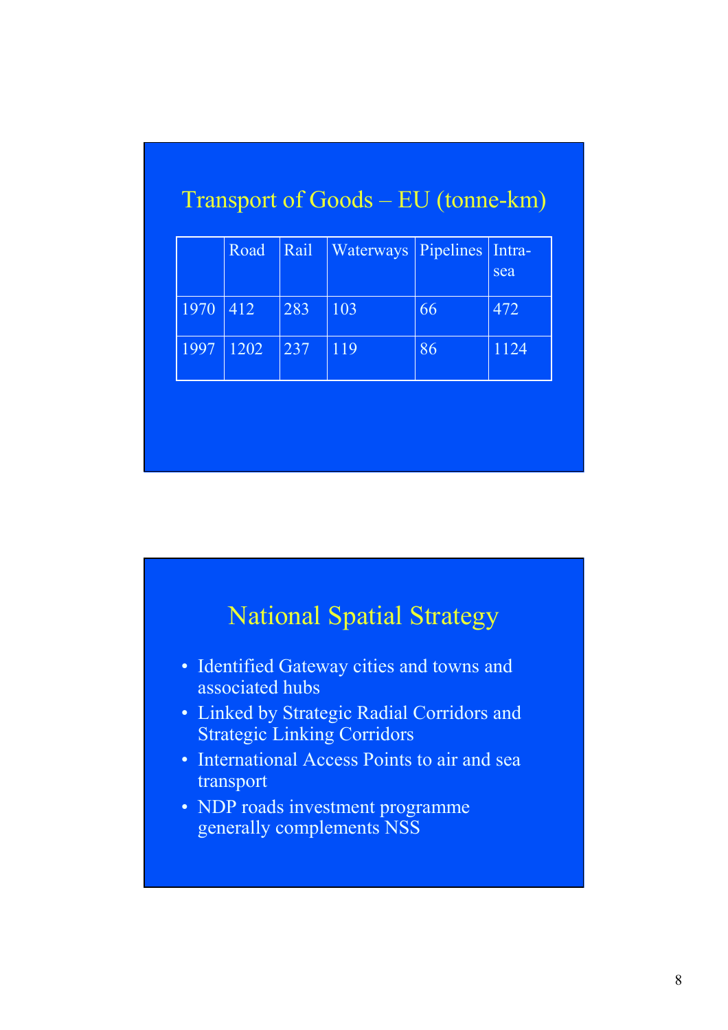## Transport of Goods – EU (tonne-km)

| | Road | Rail | Waterways | Pipelines | Intra-sea |
|---|---|---|---|---|---|
| 1970 | 412 | 283 | 103 | 66 | 472 |
| 1997 | 1202 | 237 | 119 | 86 | 1124 |

## National Spatial Strategy

- Identified Gateway cities and towns and associated hubs
- Linked by Strategic Radial Corridors and Strategic Linking Corridors
- International Access Points to air and sea transport
- NDP roads investment programme generally complements NSS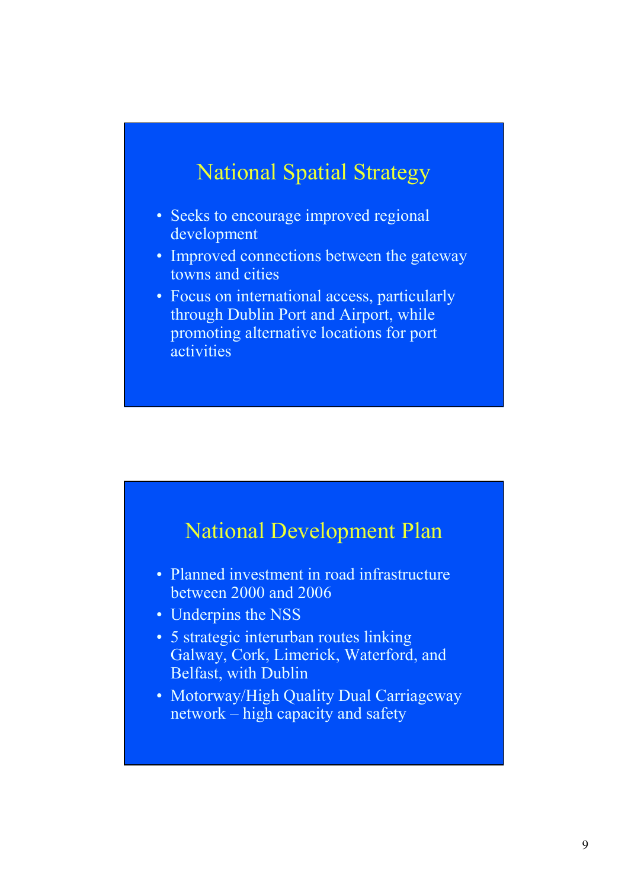## National Spatial Strategy

- Seeks to encourage improved regional development
- Improved connections between the gateway towns and cities
- Focus on international access, particularly through Dublin Port and Airport, while promoting alternative locations for port activities

## National Development Plan

- Planned investment in road infrastructure between 2000 and 2006
- Underpins the NSS
- 5 strategic interurban routes linking Galway, Cork, Limerick, Waterford, and Belfast, with Dublin
- Motorway/High Quality Dual Carriageway network – high capacity and safety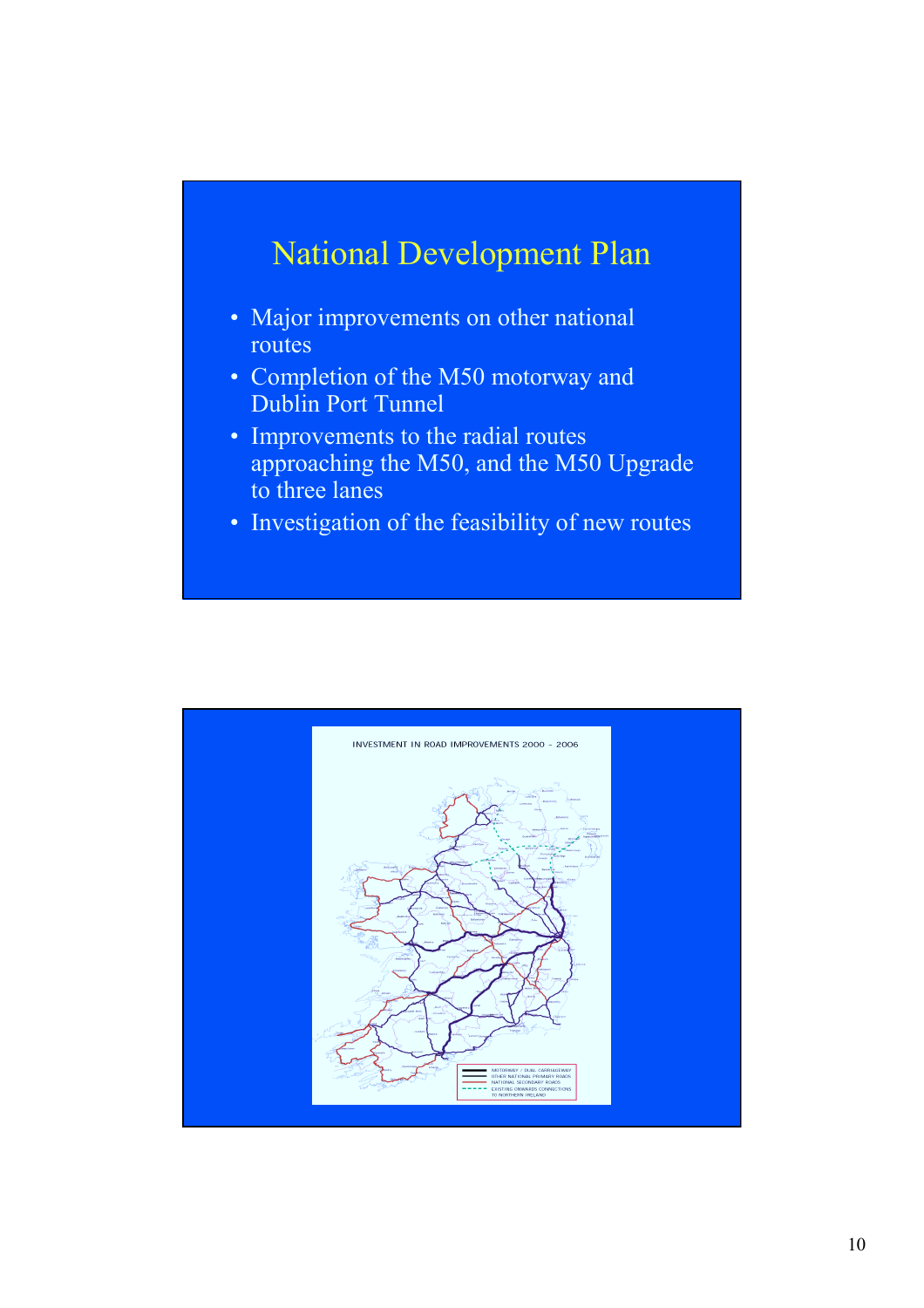# National Development Plan

- Major improvements on other national routes
- Completion of the M50 motorway and Dublin Port Tunnel
- Improvements to the radial routes approaching the M50, and the M50 Upgrade to three lanes
- Investigation of the feasibility of new routes

INVESTMENT IN ROAD IMPROVEMENTS 2000 – 2006

MOTORWAY / DUAL CARRIAGEWAY
OTHER NATIONAL PRIMARY ROADS
NATIONAL SECONDARY ROADS
EXISTING ONWARDS CONNECTIONS TO NORTHERN IRELAND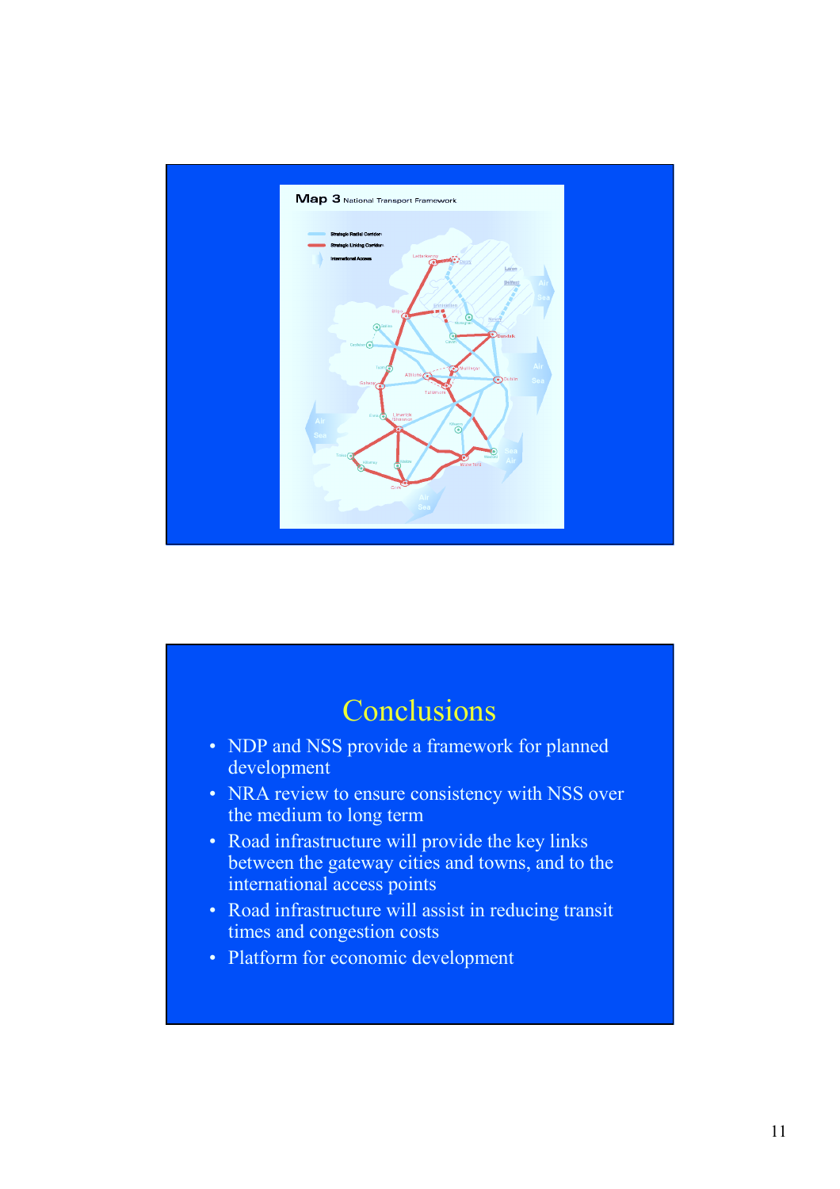Map 3 National Transport Framework

Strategic Radial Corridor
Strategic Linking Corridor
International Access

Letterkenny
Derry
Larne
Belfast
Air
Sea
Enniskillen
Sligo
Ballina
Castlebar
Monaghan
Newry
Cavan
Dundalk
Tuam
Athlone
Mullingar
Dublin
Galway
Tullamore
Ennis
Limerick / Shannon
Kilkenny
Tralee
Killarney
Mallow
Waterford
Wexford
Cork

# Conclusions

- NDP and NSS provide a framework for planned development
- NRA review to ensure consistency with NSS over the medium to long term
- Road infrastructure will provide the key links between the gateway cities and towns, and to the international access points
- Road infrastructure will assist in reducing transit times and congestion costs
- Platform for economic development